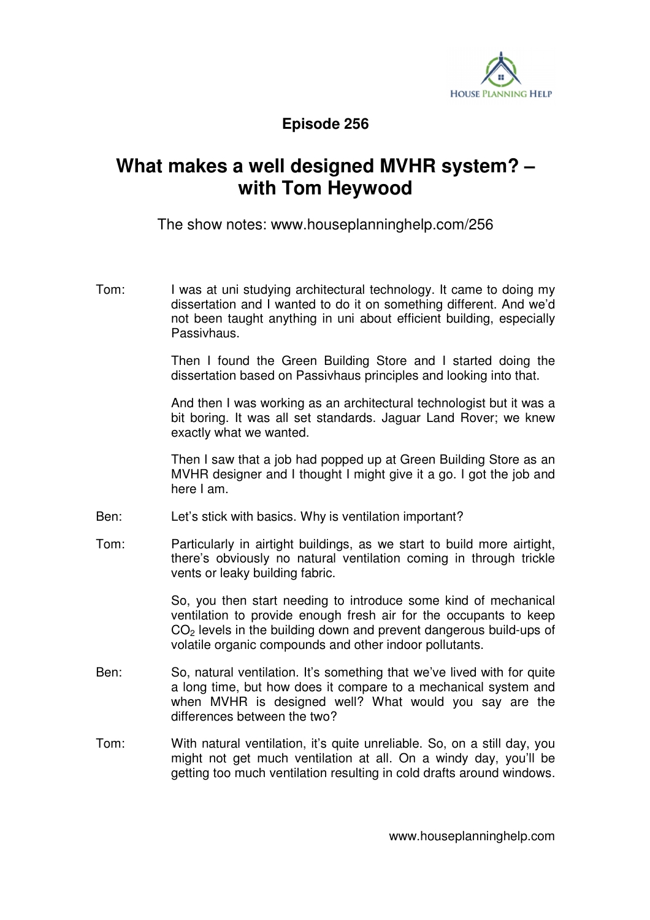**Episode 256**

# What makes a well designed MVHR system? – with Tom Heywood

The show notes: www.houseplanninghelp.com/256

**Tom:** I was at uni studying architectural technology. It came to doing my dissertation and I wanted to do it on something different. And we'd not been taught anything in uni about efficient building, especially Passivhaus.

Then I found the Green Building Store and I started doing the dissertation based on Passivhaus principles and looking into that.

And then I was working as an architectural technologist but it was a bit boring. It was all set standards. Jaguar Land Rover; we knew exactly what we wanted.

Then I saw that a job had popped up at Green Building Store as an MVHR designer and I thought I might give it a go. I got the job and here I am.

**Ben:** Let's stick with basics. Why is ventilation important?

**Tom:** Particularly in airtight buildings, as we start to build more airtight, there's obviously no natural ventilation coming in through trickle vents or leaky building fabric.

So, you then start needing to introduce some kind of mechanical ventilation to provide enough fresh air for the occupants to keep $CO_2$ levels in the building down and prevent dangerous build-ups of volatile organic compounds and other indoor pollutants.

**Ben:** So, natural ventilation. It's something that we've lived with for quite a long time, but how does it compare to a mechanical system and when MVHR is designed well? What would you say are the differences between the two?

**Tom:** With natural ventilation, it's quite unreliable. So, on a still day, you might not get much ventilation at all. On a windy day, you'll be getting too much ventilation resulting in cold drafts around windows.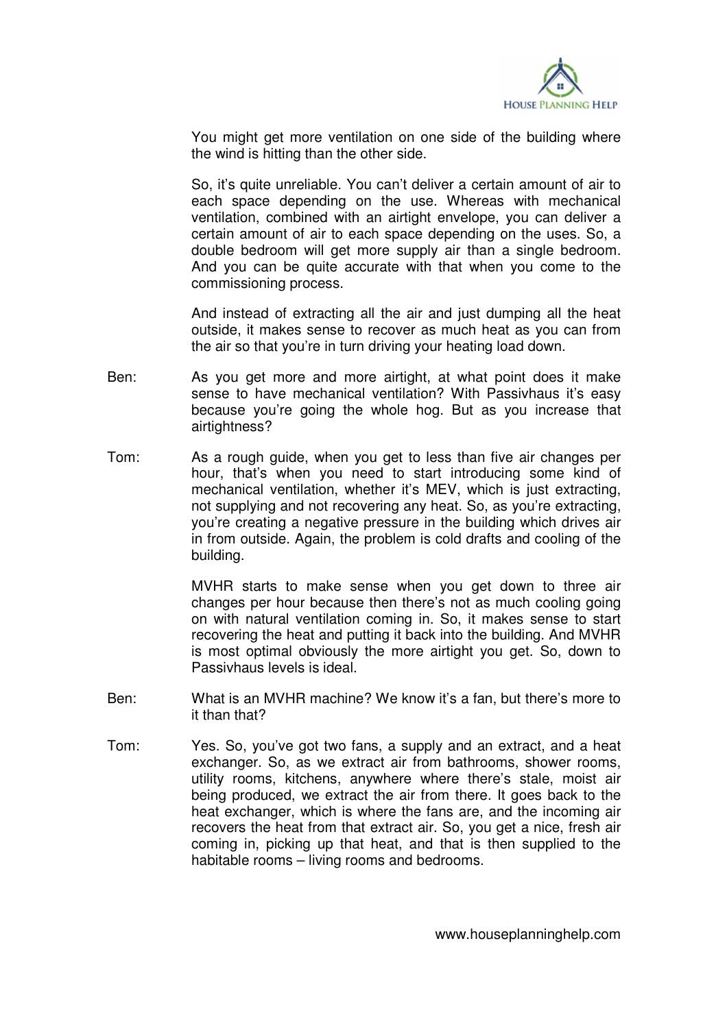You might get more ventilation on one side of the building where the wind is hitting than the other side.

So, it's quite unreliable. You can't deliver a certain amount of air to each space depending on the use. Whereas with mechanical ventilation, combined with an airtight envelope, you can deliver a certain amount of air to each space depending on the uses. So, a double bedroom will get more supply air than a single bedroom. And you can be quite accurate with that when you come to the commissioning process.

And instead of extracting all the air and just dumping all the heat outside, it makes sense to recover as much heat as you can from the air so that you're in turn driving your heating load down.

Ben: As you get more and more airtight, at what point does it make sense to have mechanical ventilation? With Passivhaus it's easy because you're going the whole hog. But as you increase that airtightness?

Tom: As a rough guide, when you get to less than five air changes per hour, that's when you need to start introducing some kind of mechanical ventilation, whether it's MEV, which is just extracting, not supplying and not recovering any heat. So, as you're extracting, you're creating a negative pressure in the building which drives air in from outside. Again, the problem is cold drafts and cooling of the building.

MVHR starts to make sense when you get down to three air changes per hour because then there's not as much cooling going on with natural ventilation coming in. So, it makes sense to start recovering the heat and putting it back into the building. And MVHR is most optimal obviously the more airtight you get. So, down to Passivhaus levels is ideal.

Ben: What is an MVHR machine? We know it's a fan, but there's more to it than that?

Tom: Yes. So, you've got two fans, a supply and an extract, and a heat exchanger. So, as we extract air from bathrooms, shower rooms, utility rooms, kitchens, anywhere where there's stale, moist air being produced, we extract the air from there. It goes back to the heat exchanger, which is where the fans are, and the incoming air recovers the heat from that extract air. So, you get a nice, fresh air coming in, picking up that heat, and that is then supplied to the habitable rooms – living rooms and bedrooms.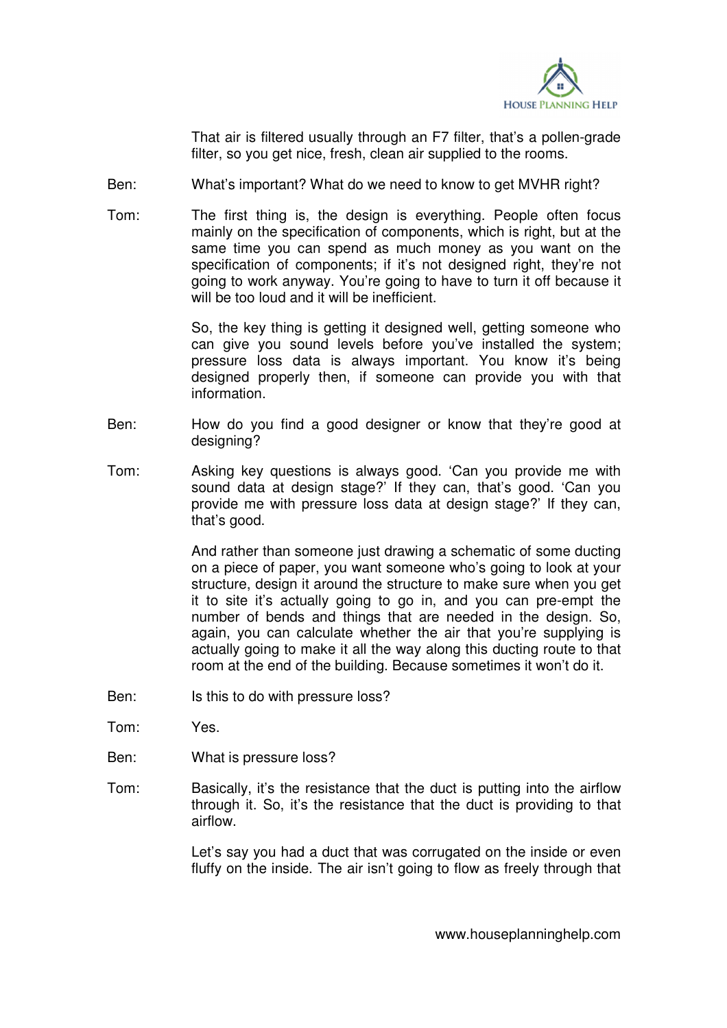That air is filtered usually through an F7 filter, that's a pollen-grade filter, so you get nice, fresh, clean air supplied to the rooms.

Ben: What's important? What do we need to know to get MVHR right?

Tom: The first thing is, the design is everything. People often focus mainly on the specification of components, which is right, but at the same time you can spend as much money as you want on the specification of components; if it's not designed right, they're not going to work anyway. You're going to have to turn it off because it will be too loud and it will be inefficient.

So, the key thing is getting it designed well, getting someone who can give you sound levels before you've installed the system; pressure loss data is always important. You know it's being designed properly then, if someone can provide you with that information.

Ben: How do you find a good designer or know that they're good at designing?

Tom: Asking key questions is always good. 'Can you provide me with sound data at design stage?' If they can, that's good. 'Can you provide me with pressure loss data at design stage?' If they can, that's good.

And rather than someone just drawing a schematic of some ducting on a piece of paper, you want someone who's going to look at your structure, design it around the structure to make sure when you get it to site it's actually going to go in, and you can pre-empt the number of bends and things that are needed in the design. So, again, you can calculate whether the air that you're supplying is actually going to make it all the way along this ducting route to that room at the end of the building. Because sometimes it won't do it.

Ben: Is this to do with pressure loss?

Tom: Yes.

Ben: What is pressure loss?

Tom: Basically, it's the resistance that the duct is putting into the airflow through it. So, it's the resistance that the duct is providing to that airflow.

Let's say you had a duct that was corrugated on the inside or even fluffy on the inside. The air isn't going to flow as freely through that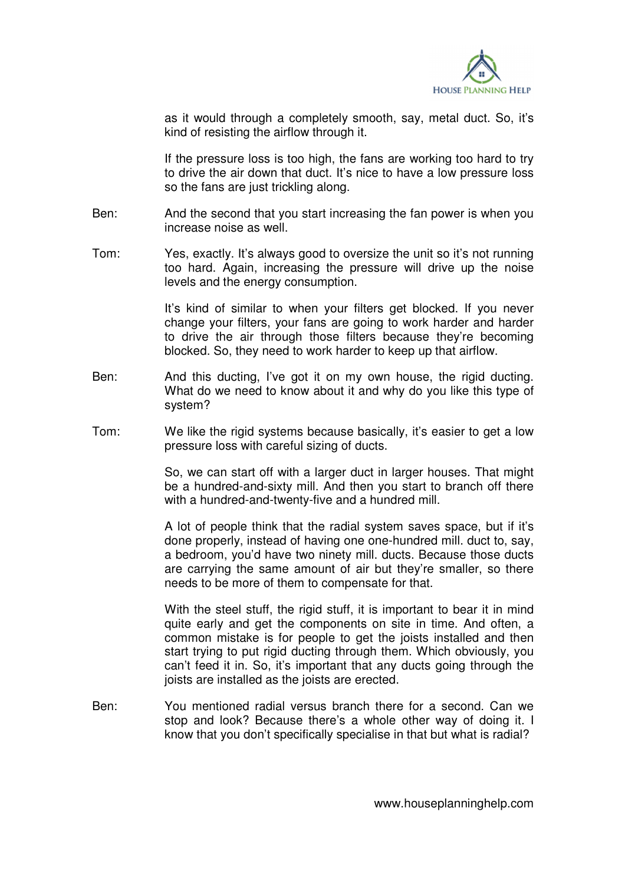as it would through a completely smooth, say, metal duct. So, it's kind of resisting the airflow through it.

If the pressure loss is too high, the fans are working too hard to try to drive the air down that duct. It's nice to have a low pressure loss so the fans are just trickling along.

Ben: And the second that you start increasing the fan power is when you increase noise as well.

Tom: Yes, exactly. It's always good to oversize the unit so it's not running too hard. Again, increasing the pressure will drive up the noise levels and the energy consumption.

It's kind of similar to when your filters get blocked. If you never change your filters, your fans are going to work harder and harder to drive the air through those filters because they're becoming blocked. So, they need to work harder to keep up that airflow.

Ben: And this ducting, I've got it on my own house, the rigid ducting. What do we need to know about it and why do you like this type of system?

Tom: We like the rigid systems because basically, it's easier to get a low pressure loss with careful sizing of ducts.

So, we can start off with a larger duct in larger houses. That might be a hundred-and-sixty mill. And then you start to branch off there with a hundred-and-twenty-five and a hundred mill.

A lot of people think that the radial system saves space, but if it's done properly, instead of having one one-hundred mill. duct to, say, a bedroom, you'd have two ninety mill. ducts. Because those ducts are carrying the same amount of air but they're smaller, so there needs to be more of them to compensate for that.

With the steel stuff, the rigid stuff, it is important to bear it in mind quite early and get the components on site in time. And often, a common mistake is for people to get the joists installed and then start trying to put rigid ducting through them. Which obviously, you can't feed it in. So, it's important that any ducts going through the joists are installed as the joists are erected.

Ben: You mentioned radial versus branch there for a second. Can we stop and look? Because there's a whole other way of doing it. I know that you don't specifically specialise in that but what is radial?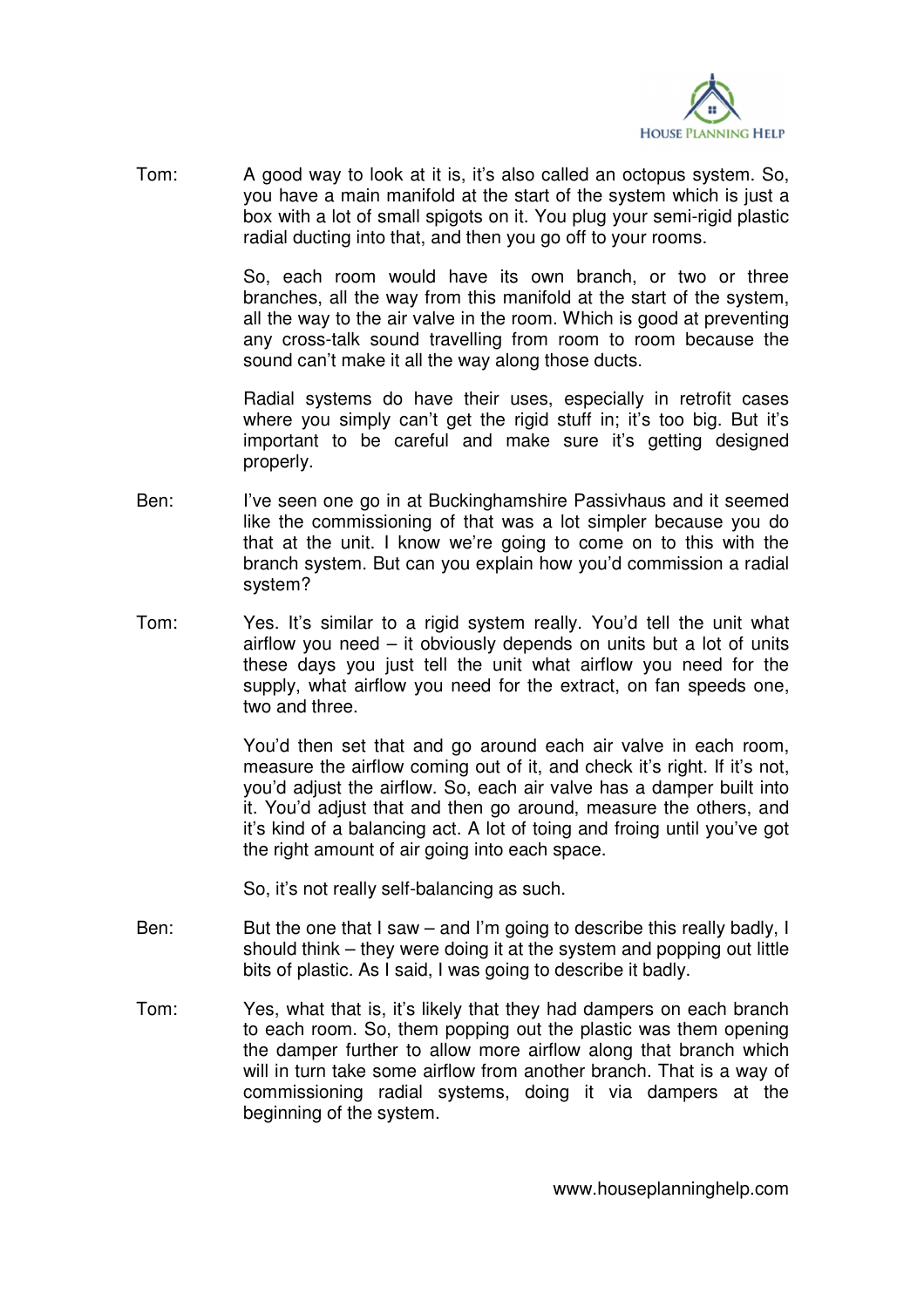Tom: A good way to look at it is, it's also called an octopus system. So, you have a main manifold at the start of the system which is just a box with a lot of small spigots on it. You plug your semi-rigid plastic radial ducting into that, and then you go off to your rooms.

So, each room would have its own branch, or two or three branches, all the way from this manifold at the start of the system, all the way to the air valve in the room. Which is good at preventing any cross-talk sound travelling from room to room because the sound can't make it all the way along those ducts.

Radial systems do have their uses, especially in retrofit cases where you simply can't get the rigid stuff in; it's too big. But it's important to be careful and make sure it's getting designed properly.

Ben: I've seen one go in at Buckinghamshire Passivhaus and it seemed like the commissioning of that was a lot simpler because you do that at the unit. I know we're going to come on to this with the branch system. But can you explain how you'd commission a radial system?

Tom: Yes. It's similar to a rigid system really. You'd tell the unit what airflow you need – it obviously depends on units but a lot of units these days you just tell the unit what airflow you need for the supply, what airflow you need for the extract, on fan speeds one, two and three.

You'd then set that and go around each air valve in each room, measure the airflow coming out of it, and check it's right. If it's not, you'd adjust the airflow. So, each air valve has a damper built into it. You'd adjust that and then go around, measure the others, and it's kind of a balancing act. A lot of toing and froing until you've got the right amount of air going into each space.

So, it's not really self-balancing as such.

Ben: But the one that I saw – and I'm going to describe this really badly, I should think – they were doing it at the system and popping out little bits of plastic. As I said, I was going to describe it badly.

Tom: Yes, what that is, it's likely that they had dampers on each branch to each room. So, them popping out the plastic was them opening the damper further to allow more airflow along that branch which will in turn take some airflow from another branch. That is a way of commissioning radial systems, doing it via dampers at the beginning of the system.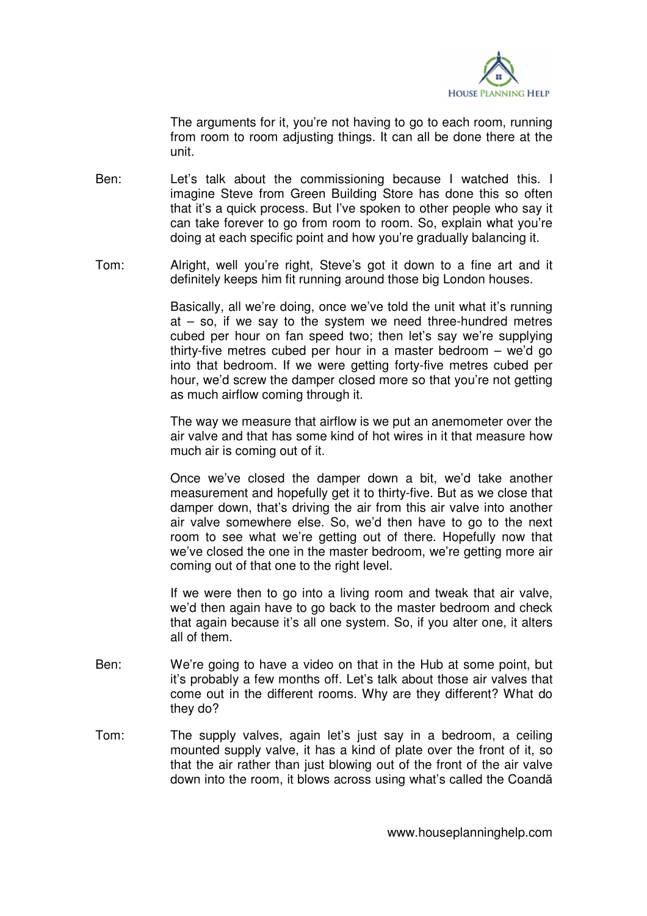The arguments for it, you're not having to go to each room, running from room to room adjusting things. It can all be done there at the unit.

Ben: Let's talk about the commissioning because I watched this. I imagine Steve from Green Building Store has done this so often that it's a quick process. But I've spoken to other people who say it can take forever to go from room to room. So, explain what you're doing at each specific point and how you're gradually balancing it.

Tom: Alright, well you're right, Steve's got it down to a fine art and it definitely keeps him fit running around those big London houses.

Basically, all we're doing, once we've told the unit what it's running at – so, if we say to the system we need three-hundred metres cubed per hour on fan speed two; then let's say we're supplying thirty-five metres cubed per hour in a master bedroom – we'd go into that bedroom. If we were getting forty-five metres cubed per hour, we'd screw the damper closed more so that you're not getting as much airflow coming through it.

The way we measure that airflow is we put an anemometer over the air valve and that has some kind of hot wires in it that measure how much air is coming out of it.

Once we've closed the damper down a bit, we'd take another measurement and hopefully get it to thirty-five. But as we close that damper down, that's driving the air from this air valve into another air valve somewhere else. So, we'd then have to go to the next room to see what we're getting out of there. Hopefully now that we've closed the one in the master bedroom, we're getting more air coming out of that one to the right level.

If we were then to go into a living room and tweak that air valve, we'd then again have to go back to the master bedroom and check that again because it's all one system. So, if you alter one, it alters all of them.

Ben: We're going to have a video on that in the Hub at some point, but it's probably a few months off. Let's talk about those air valves that come out in the different rooms. Why are they different? What do they do?

Tom: The supply valves, again let's just say in a bedroom, a ceiling mounted supply valve, it has a kind of plate over the front of it, so that the air rather than just blowing out of the front of the air valve down into the room, it blows across using what's called the Coandă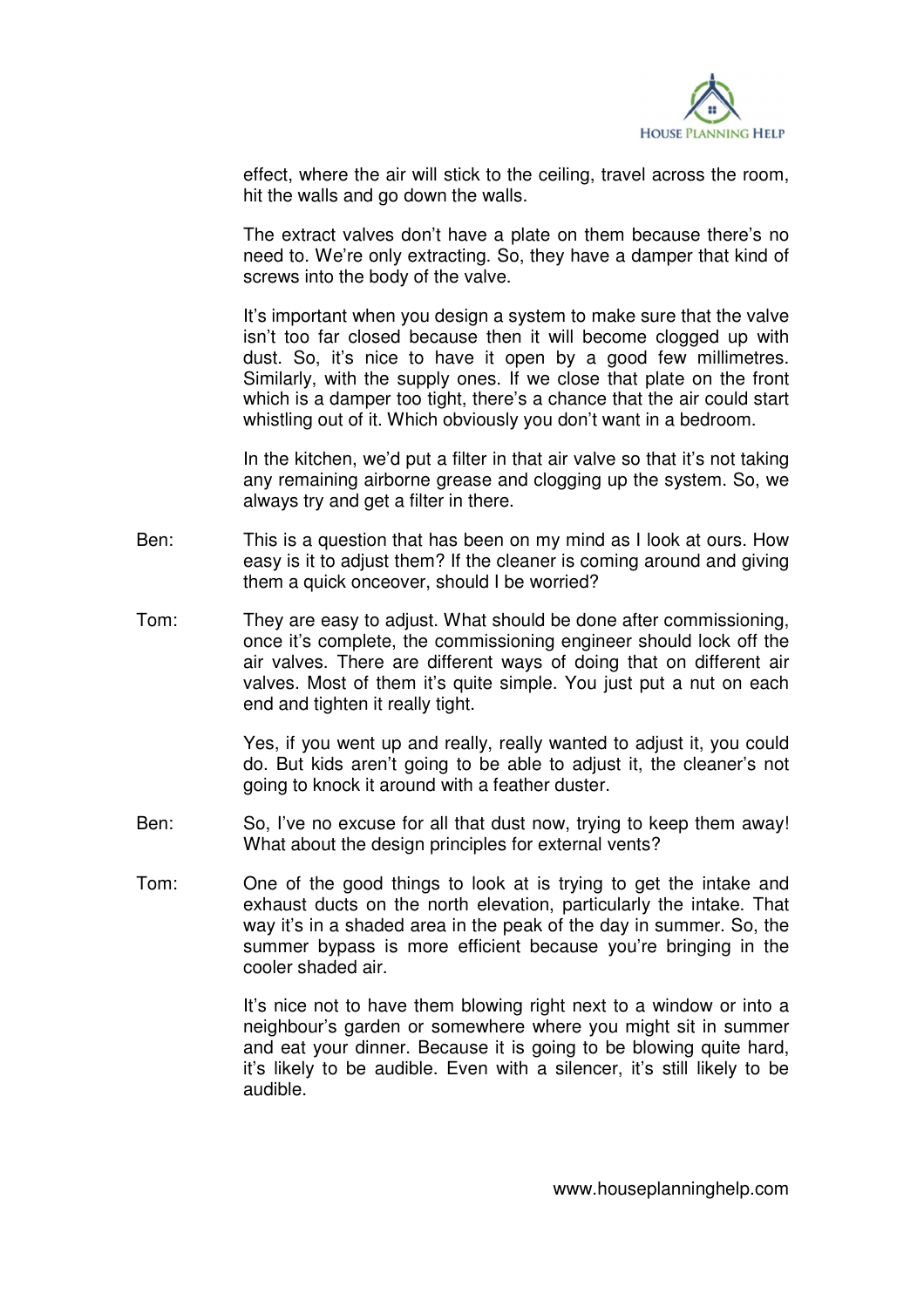effect, where the air will stick to the ceiling, travel across the room, hit the walls and go down the walls.

The extract valves don't have a plate on them because there's no need to. We're only extracting. So, they have a damper that kind of screws into the body of the valve.

It's important when you design a system to make sure that the valve isn't too far closed because then it will become clogged up with dust. So, it's nice to have it open by a good few millimetres. Similarly, with the supply ones. If we close that plate on the front which is a damper too tight, there's a chance that the air could start whistling out of it. Which obviously you don't want in a bedroom.

In the kitchen, we'd put a filter in that air valve so that it's not taking any remaining airborne grease and clogging up the system. So, we always try and get a filter in there.

**Ben:** This is a question that has been on my mind as I look at ours. How easy is it to adjust them? If the cleaner is coming around and giving them a quick onceover, should I be worried?

**Tom:** They are easy to adjust. What should be done after commissioning, once it's complete, the commissioning engineer should lock off the air valves. There are different ways of doing that on different air valves. Most of them it's quite simple. You just put a nut on each end and tighten it really tight.

Yes, if you went up and really, really wanted to adjust it, you could do. But kids aren't going to be able to adjust it, the cleaner's not going to knock it around with a feather duster.

**Ben:** So, I've no excuse for all that dust now, trying to keep them away! What about the design principles for external vents?

**Tom:** One of the good things to look at is trying to get the intake and exhaust ducts on the north elevation, particularly the intake. That way it's in a shaded area in the peak of the day in summer. So, the summer bypass is more efficient because you're bringing in the cooler shaded air.

It's nice not to have them blowing right next to a window or into a neighbour's garden or somewhere where you might sit in summer and eat your dinner. Because it is going to be blowing quite hard, it's likely to be audible. Even with a silencer, it's still likely to be audible.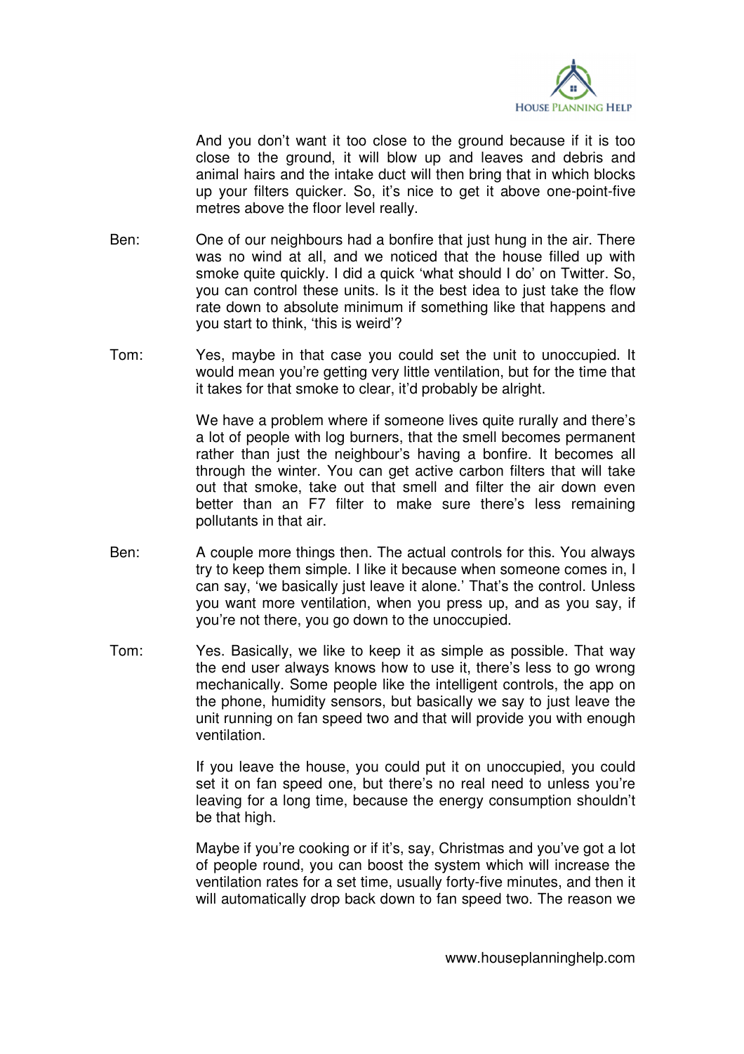And you don't want it too close to the ground because if it is too close to the ground, it will blow up and leaves and debris and animal hairs and the intake duct will then bring that in which blocks up your filters quicker. So, it's nice to get it above one-point-five metres above the floor level really.

**Ben:** One of our neighbours had a bonfire that just hung in the air. There was no wind at all, and we noticed that the house filled up with smoke quite quickly. I did a quick 'what should I do' on Twitter. So, you can control these units. Is it the best idea to just take the flow rate down to absolute minimum if something like that happens and you start to think, 'this is weird'?

**Tom:** Yes, maybe in that case you could set the unit to unoccupied. It would mean you're getting very little ventilation, but for the time that it takes for that smoke to clear, it'd probably be alright.

We have a problem where if someone lives quite rurally and there's a lot of people with log burners, that the smell becomes permanent rather than just the neighbour's having a bonfire. It becomes all through the winter. You can get active carbon filters that will take out that smoke, take out that smell and filter the air down even better than an F7 filter to make sure there's less remaining pollutants in that air.

**Ben:** A couple more things then. The actual controls for this. You always try to keep them simple. I like it because when someone comes in, I can say, 'we basically just leave it alone.' That's the control. Unless you want more ventilation, when you press up, and as you say, if you're not there, you go down to the unoccupied.

**Tom:** Yes. Basically, we like to keep it as simple as possible. That way the end user always knows how to use it, there's less to go wrong mechanically. Some people like the intelligent controls, the app on the phone, humidity sensors, but basically we say to just leave the unit running on fan speed two and that will provide you with enough ventilation.

If you leave the house, you could put it on unoccupied, you could set it on fan speed one, but there's no real need to unless you're leaving for a long time, because the energy consumption shouldn't be that high.

Maybe if you're cooking or if it's, say, Christmas and you've got a lot of people round, you can boost the system which will increase the ventilation rates for a set time, usually forty-five minutes, and then it will automatically drop back down to fan speed two. The reason we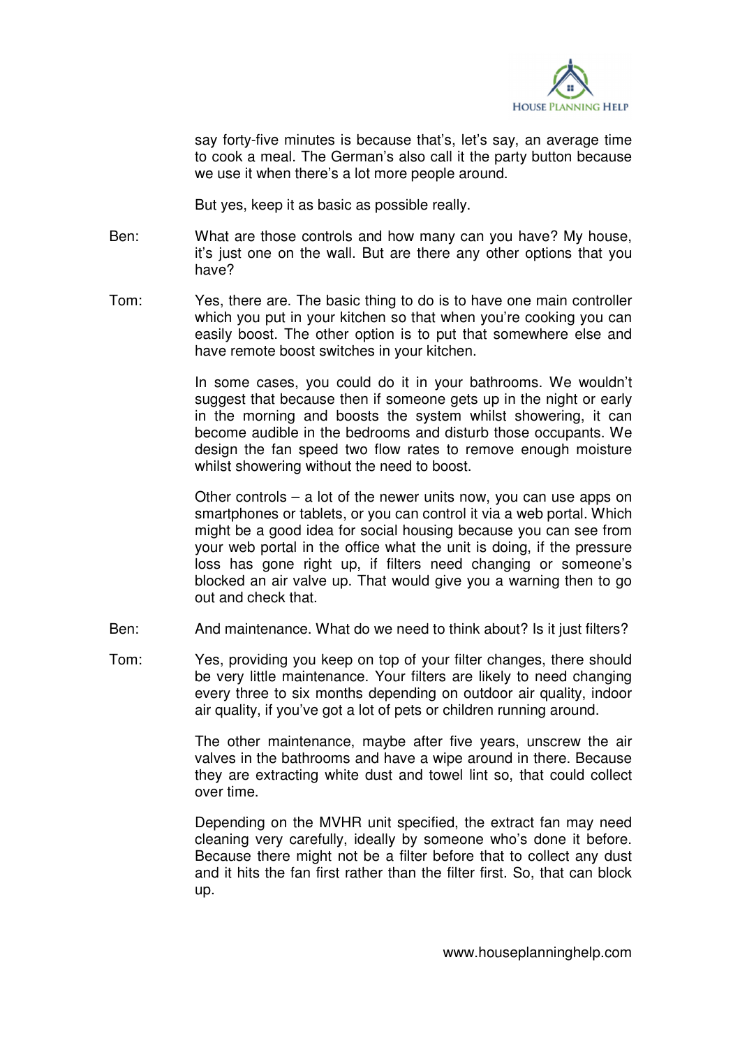say forty-five minutes is because that's, let's say, an average time to cook a meal. The German's also call it the party button because we use it when there's a lot more people around.

But yes, keep it as basic as possible really.

Ben: What are those controls and how many can you have? My house, it's just one on the wall. But are there any other options that you have?

Tom: Yes, there are. The basic thing to do is to have one main controller which you put in your kitchen so that when you're cooking you can easily boost. The other option is to put that somewhere else and have remote boost switches in your kitchen.

In some cases, you could do it in your bathrooms. We wouldn't suggest that because then if someone gets up in the night or early in the morning and boosts the system whilst showering, it can become audible in the bedrooms and disturb those occupants. We design the fan speed two flow rates to remove enough moisture whilst showering without the need to boost.

Other controls – a lot of the newer units now, you can use apps on smartphones or tablets, or you can control it via a web portal. Which might be a good idea for social housing because you can see from your web portal in the office what the unit is doing, if the pressure loss has gone right up, if filters need changing or someone's blocked an air valve up. That would give you a warning then to go out and check that.

Ben: And maintenance. What do we need to think about? Is it just filters?

Tom: Yes, providing you keep on top of your filter changes, there should be very little maintenance. Your filters are likely to need changing every three to six months depending on outdoor air quality, indoor air quality, if you've got a lot of pets or children running around.

The other maintenance, maybe after five years, unscrew the air valves in the bathrooms and have a wipe around in there. Because they are extracting white dust and towel lint so, that could collect over time.

Depending on the MVHR unit specified, the extract fan may need cleaning very carefully, ideally by someone who's done it before. Because there might not be a filter before that to collect any dust and it hits the fan first rather than the filter first. So, that can block up.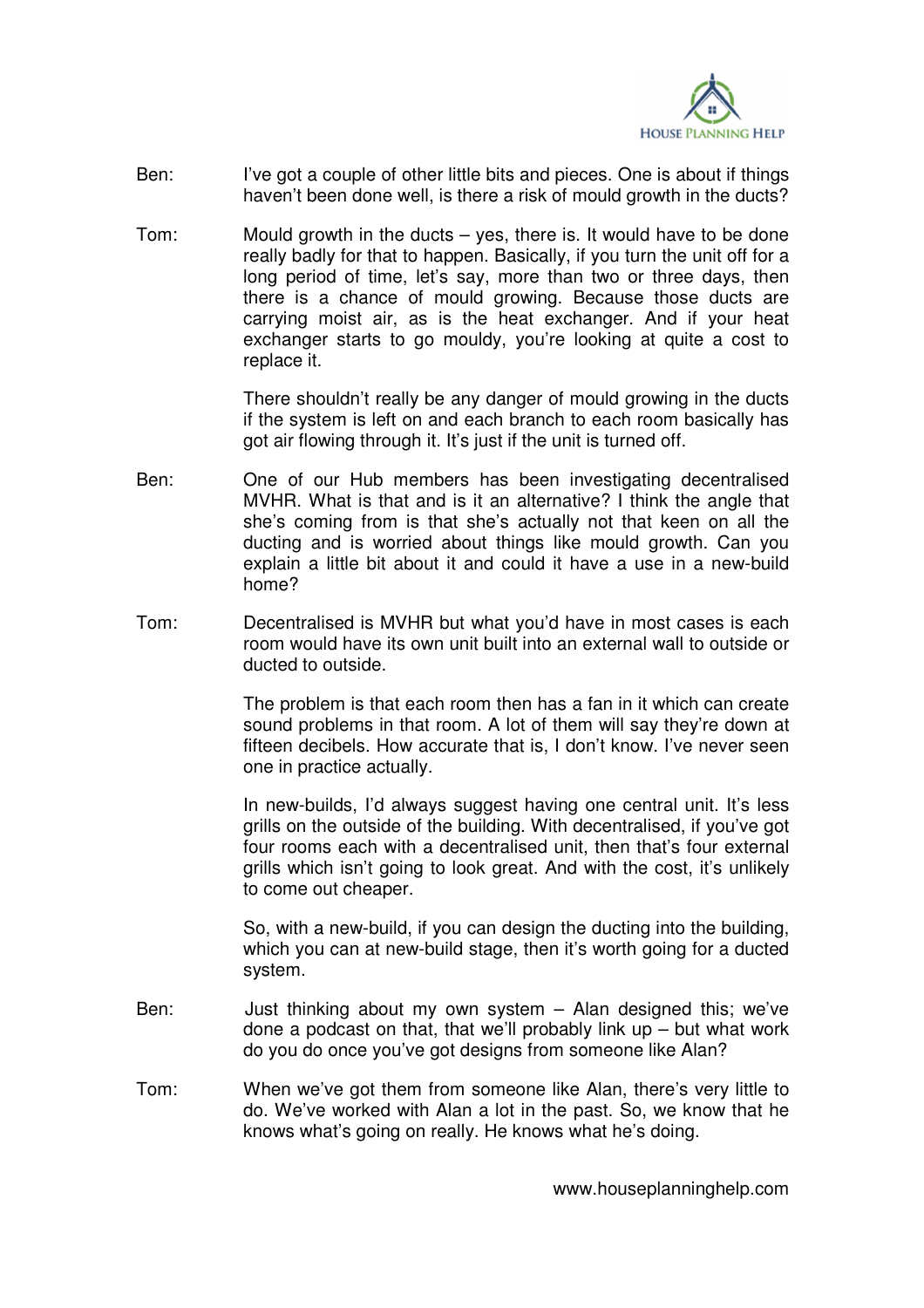Ben: I've got a couple of other little bits and pieces. One is about if things haven't been done well, is there a risk of mould growth in the ducts?

Tom: Mould growth in the ducts – yes, there is. It would have to be done really badly for that to happen. Basically, if you turn the unit off for a long period of time, let's say, more than two or three days, then there is a chance of mould growing. Because those ducts are carrying moist air, as is the heat exchanger. And if your heat exchanger starts to go mouldy, you're looking at quite a cost to replace it.

There shouldn't really be any danger of mould growing in the ducts if the system is left on and each branch to each room basically has got air flowing through it. It's just if the unit is turned off.

Ben: One of our Hub members has been investigating decentralised MVHR. What is that and is it an alternative? I think the angle that she's coming from is that she's actually not that keen on all the ducting and is worried about things like mould growth. Can you explain a little bit about it and could it have a use in a new-build home?

Tom: Decentralised is MVHR but what you'd have in most cases is each room would have its own unit built into an external wall to outside or ducted to outside.

The problem is that each room then has a fan in it which can create sound problems in that room. A lot of them will say they're down at fifteen decibels. How accurate that is, I don't know. I've never seen one in practice actually.

In new-builds, I'd always suggest having one central unit. It's less grills on the outside of the building. With decentralised, if you've got four rooms each with a decentralised unit, then that's four external grills which isn't going to look great. And with the cost, it's unlikely to come out cheaper.

So, with a new-build, if you can design the ducting into the building, which you can at new-build stage, then it's worth going for a ducted system.

Ben: Just thinking about my own system – Alan designed this; we've done a podcast on that, that we'll probably link up – but what work do you do once you've got designs from someone like Alan?

Tom: When we've got them from someone like Alan, there's very little to do. We've worked with Alan a lot in the past. So, we know that he knows what's going on really. He knows what he's doing.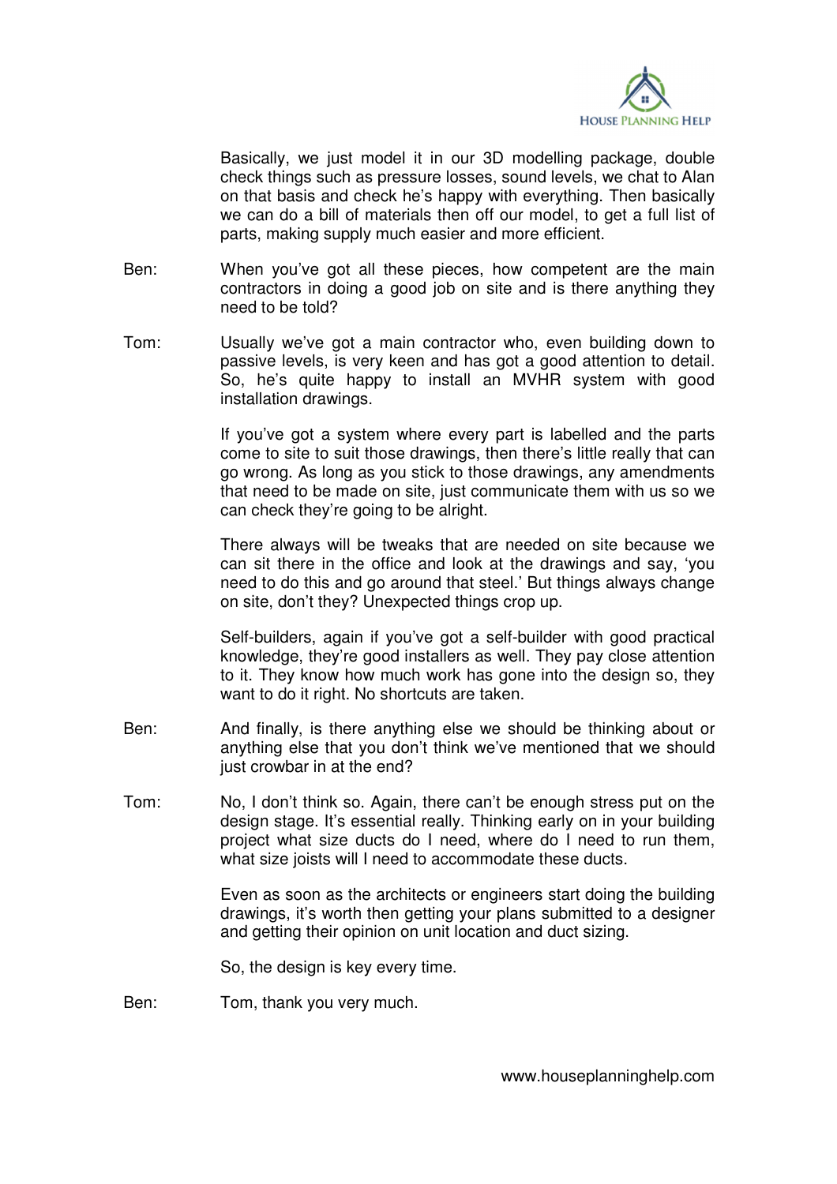Basically, we just model it in our 3D modelling package, double check things such as pressure losses, sound levels, we chat to Alan on that basis and check he's happy with everything. Then basically we can do a bill of materials then off our model, to get a full list of parts, making supply much easier and more efficient.

Ben: When you've got all these pieces, how competent are the main contractors in doing a good job on site and is there anything they need to be told?

Tom: Usually we've got a main contractor who, even building down to passive levels, is very keen and has got a good attention to detail. So, he's quite happy to install an MVHR system with good installation drawings.

If you've got a system where every part is labelled and the parts come to site to suit those drawings, then there's little really that can go wrong. As long as you stick to those drawings, any amendments that need to be made on site, just communicate them with us so we can check they're going to be alright.

There always will be tweaks that are needed on site because we can sit there in the office and look at the drawings and say, 'you need to do this and go around that steel.' But things always change on site, don't they? Unexpected things crop up.

Self-builders, again if you've got a self-builder with good practical knowledge, they're good installers as well. They pay close attention to it. They know how much work has gone into the design so, they want to do it right. No shortcuts are taken.

Ben: And finally, is there anything else we should be thinking about or anything else that you don't think we've mentioned that we should just crowbar in at the end?

Tom: No, I don't think so. Again, there can't be enough stress put on the design stage. It's essential really. Thinking early on in your building project what size ducts do I need, where do I need to run them, what size joists will I need to accommodate these ducts.

Even as soon as the architects or engineers start doing the building drawings, it's worth then getting your plans submitted to a designer and getting their opinion on unit location and duct sizing.

So, the design is key every time.

Ben: Tom, thank you very much.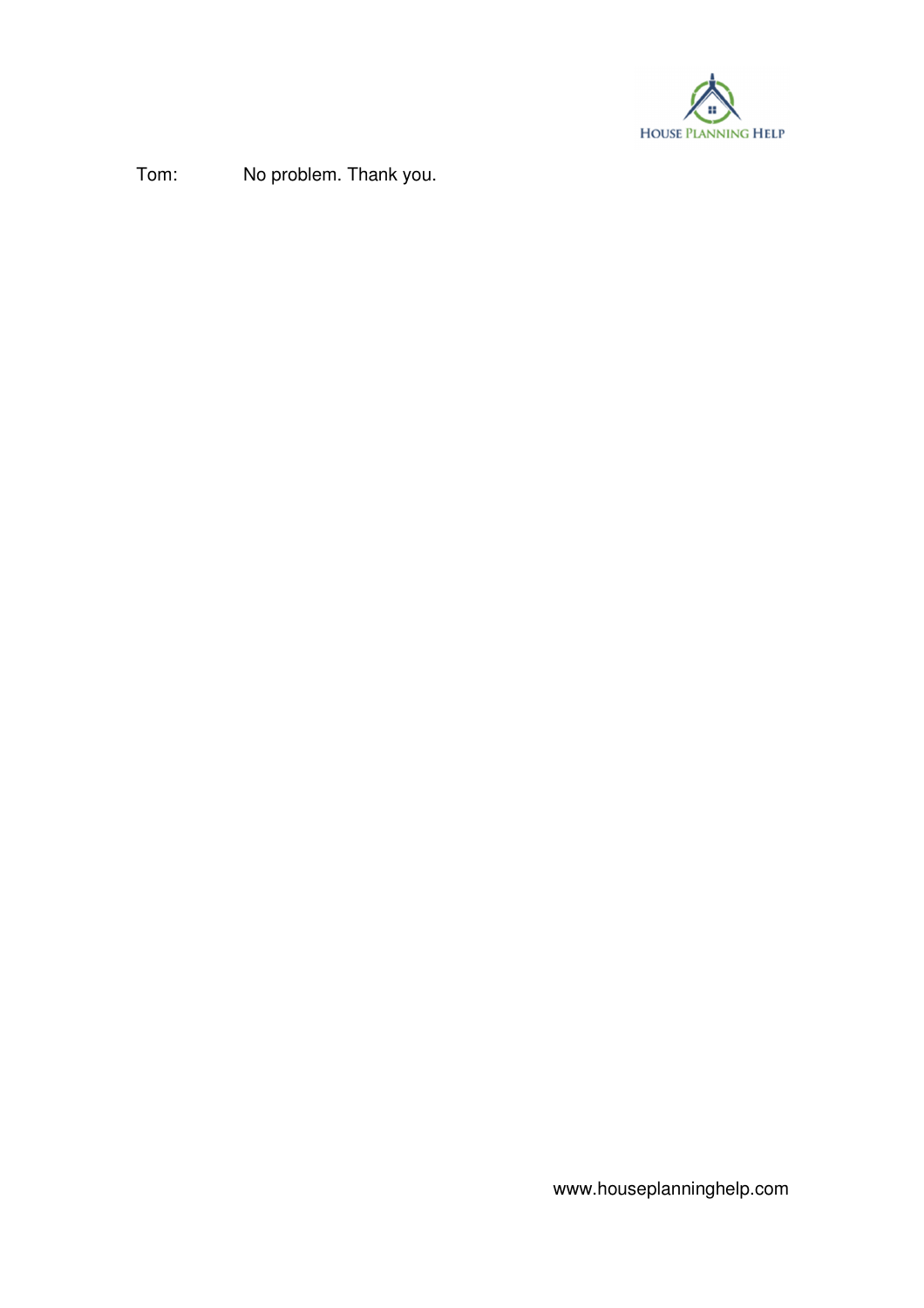Tom: No problem. Thank you.